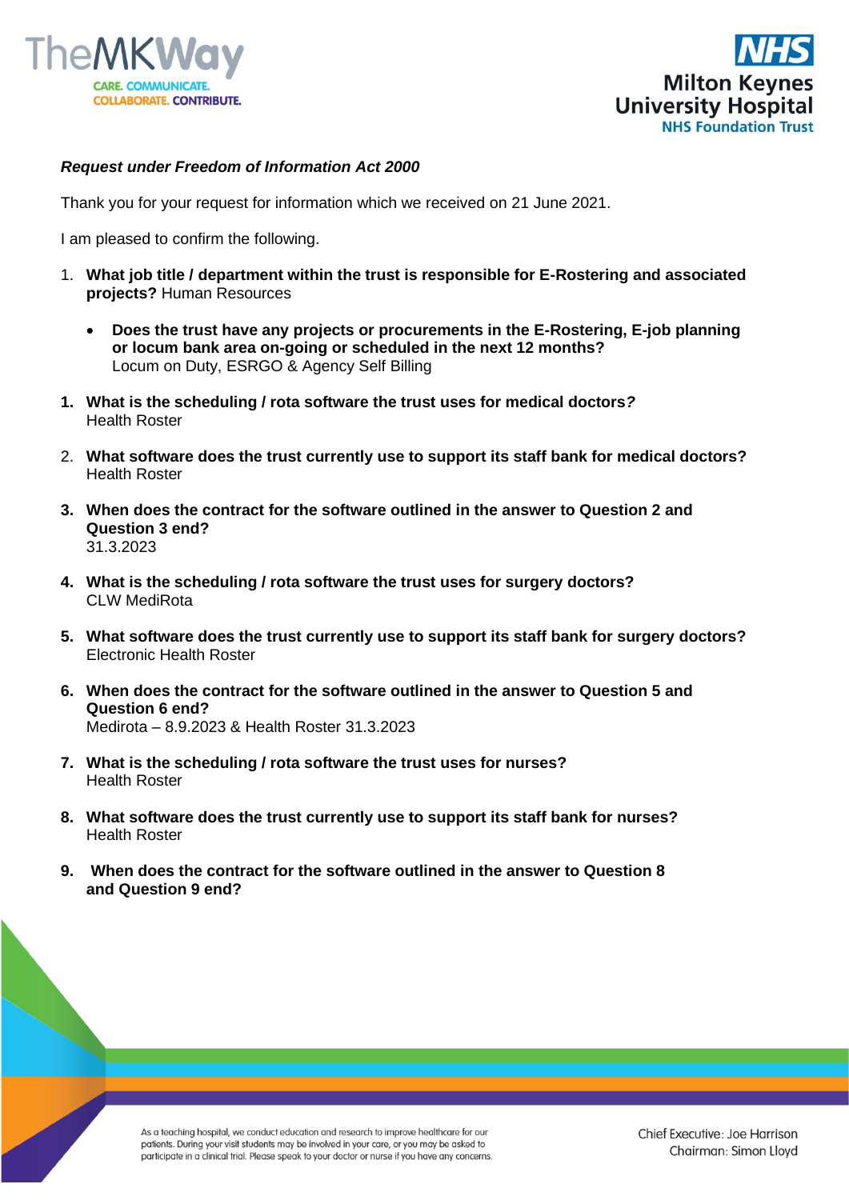***Request under Freedom of Information Act 2000***

Thank you for your request for information which we received on 21 June 2021.

I am pleased to confirm the following.

1. **What job title / department within the trust is responsible for E-Rostering and associated projects?** Human Resources

   - **Does the trust have any projects or procurements in the E-Rostering, E-job planning or locum bank area on-going or scheduled in the next 12 months?**
     Locum on Duty, ESRGO & Agency Self Billing

1. **What is the scheduling / rota software the trust uses for medical doctors?**
   Health Roster

2. **What software does the trust currently use to support its staff bank for medical doctors?**
   Health Roster

3. **When does the contract for the software outlined in the answer to Question 2 and Question 3 end?**
   31.3.2023

4. **What is the scheduling / rota software the trust uses for surgery doctors?**
   CLW MediRota

5. **What software does the trust currently use to support its staff bank for surgery doctors?**
   Electronic Health Roster

6. **When does the contract for the software outlined in the answer to Question 5 and Question 6 end?**
   Medirota – 8.9.2023 & Health Roster 31.3.2023

7. **What is the scheduling / rota software the trust uses for nurses?**
   Health Roster

8. **What software does the trust currently use to support its staff bank for nurses?**
   Health Roster

9. **When does the contract for the software outlined in the answer to Question 8 and Question 9 end?**

As a teaching hospital, we conduct education and research to improve healthcare for our patients. During your visit students may be involved in your care, or you may be asked to participate in a clinical trial. Please speak to your doctor or nurse if you have any concerns.

Chief Executive: Joe Harrison
Chairman: Simon Lloyd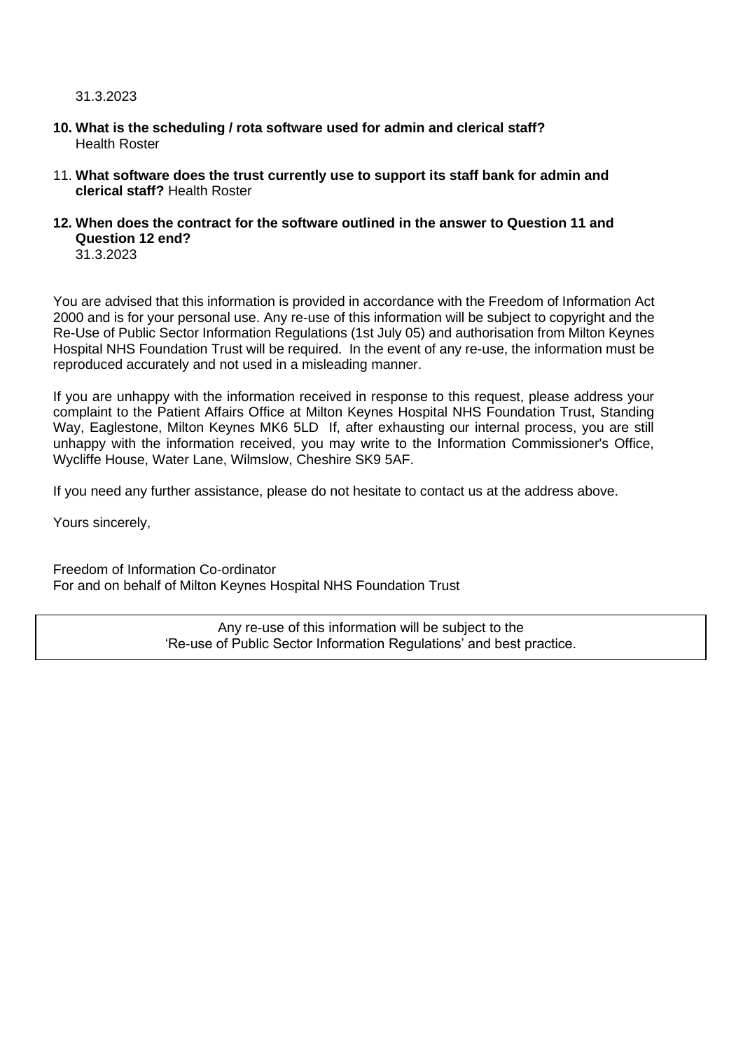31.3.2023

10. **What is the scheduling / rota software used for admin and clerical staff?**
    Health Roster

11. **What software does the trust currently use to support its staff bank for admin and clerical staff?** Health Roster

12. **When does the contract for the software outlined in the answer to Question 11 and Question 12 end?**
    31.3.2023

You are advised that this information is provided in accordance with the Freedom of Information Act 2000 and is for your personal use. Any re-use of this information will be subject to copyright and the Re-Use of Public Sector Information Regulations (1st July 05) and authorisation from Milton Keynes Hospital NHS Foundation Trust will be required. In the event of any re-use, the information must be reproduced accurately and not used in a misleading manner.

If you are unhappy with the information received in response to this request, please address your complaint to the Patient Affairs Office at Milton Keynes Hospital NHS Foundation Trust, Standing Way, Eaglestone, Milton Keynes MK6 5LD If, after exhausting our internal process, you are still unhappy with the information received, you may write to the Information Commissioner's Office, Wycliffe House, Water Lane, Wilmslow, Cheshire SK9 5AF.

If you need any further assistance, please do not hesitate to contact us at the address above.

Yours sincerely,

Freedom of Information Co-ordinator
For and on behalf of Milton Keynes Hospital NHS Foundation Trust

Any re-use of this information will be subject to the
'Re-use of Public Sector Information Regulations' and best practice.